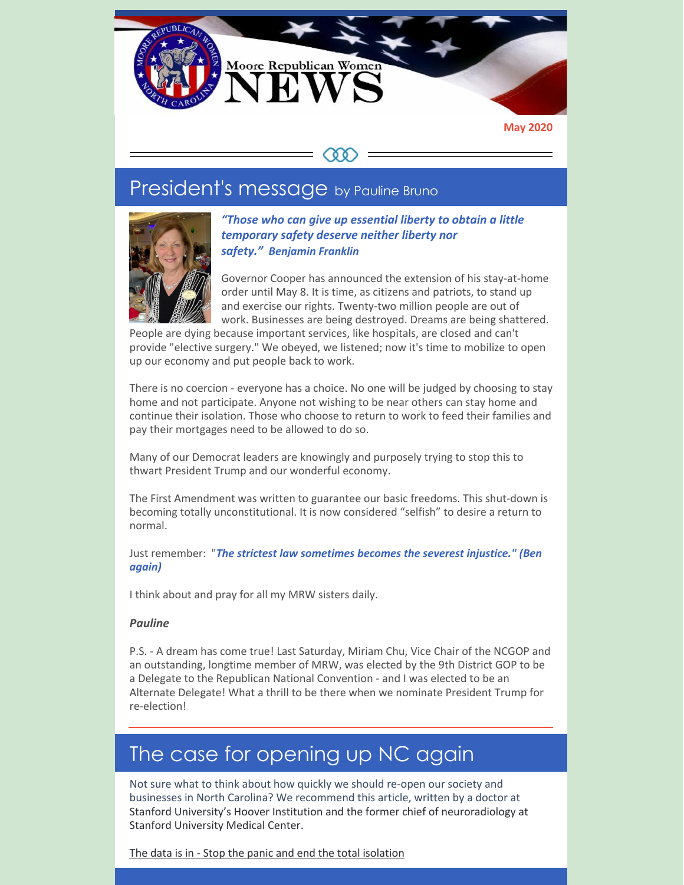# Moore Republican Women NEWS

**May 2020**

## President's message by Pauline Bruno

***"Those who can give up essential liberty to obtain a little temporary safety deserve neither liberty nor safety." Benjamin Franklin***

Governor Cooper has announced the extension of his stay-at-home order until May 8. It is time, as citizens and patriots, to stand up and exercise our rights. Twenty-two million people are out of work. Businesses are being destroyed. Dreams are being shattered. People are dying because important services, like hospitals, are closed and can't provide "elective surgery." We obeyed, we listened; now it's time to mobilize to open up our economy and put people back to work.

There is no coercion - everyone has a choice. No one will be judged by choosing to stay home and not participate. Anyone not wishing to be near others can stay home and continue their isolation. Those who choose to return to work to feed their families and pay their mortgages need to be allowed to do so.

Many of our Democrat leaders are knowingly and purposely trying to stop this to thwart President Trump and our wonderful economy.

The First Amendment was written to guarantee our basic freedoms. This shut-down is becoming totally unconstitutional. It is now considered "selfish" to desire a return to normal.

Just remember: "***The strictest law sometimes becomes the severest injustice." (Ben again)***

I think about and pray for all my MRW sisters daily.

***Pauline***

P.S. - A dream has come true! Last Saturday, Miriam Chu, Vice Chair of the NCGOP and an outstanding, longtime member of MRW, was elected by the 9th District GOP to be a Delegate to the Republican National Convention - and I was elected to be an Alternate Delegate! What a thrill to be there when we nominate President Trump for re-election!

## The case for opening up NC again

Not sure what to think about how quickly we should re-open our society and businesses in North Carolina? We recommend this article, written by a doctor at Stanford University's Hoover Institution and the former chief of neuroradiology at Stanford University Medical Center.

The data is in - Stop the panic and end the total isolation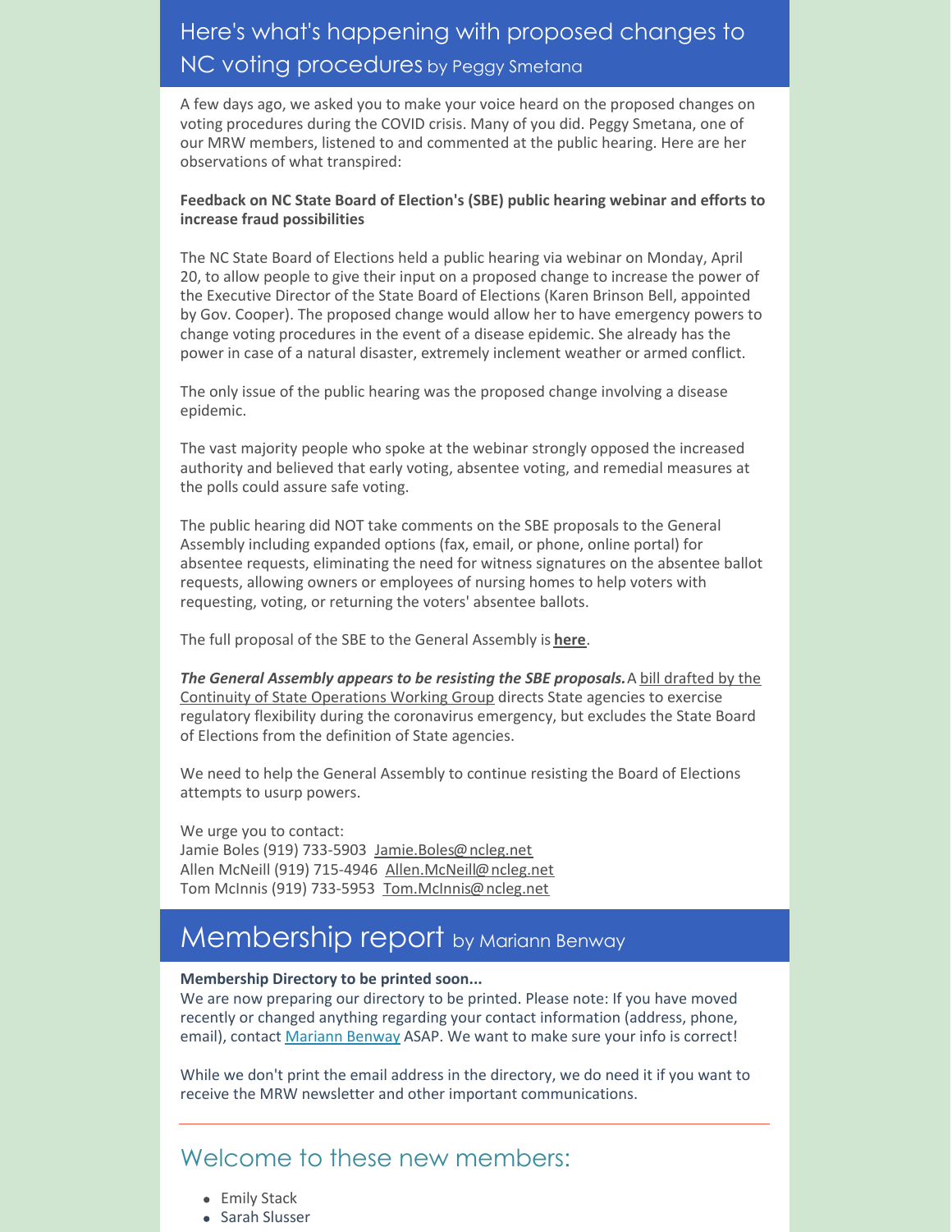## Here's what's happening with proposed changes to NC voting procedures by Peggy Smetana

A few days ago, we asked you to make your voice heard on the proposed changes on voting procedures during the COVID crisis. Many of you did. Peggy Smetana, one of our MRW members, listened to and commented at the public hearing. Here are her observations of what transpired:

**Feedback on NC State Board of Election's (SBE) public hearing webinar and efforts to increase fraud possibilities**

The NC State Board of Elections held a public hearing via webinar on Monday, April 20, to allow people to give their input on a proposed change to increase the power of the Executive Director of the State Board of Elections (Karen Brinson Bell, appointed by Gov. Cooper). The proposed change would allow her to have emergency powers to change voting procedures in the event of a disease epidemic. She already has the power in case of a natural disaster, extremely inclement weather or armed conflict.

The only issue of the public hearing was the proposed change involving a disease epidemic.

The vast majority people who spoke at the webinar strongly opposed the increased authority and believed that early voting, absentee voting, and remedial measures at the polls could assure safe voting.

The public hearing did NOT take comments on the SBE proposals to the General Assembly including expanded options (fax, email, or phone, online portal) for absentee requests, eliminating the need for witness signatures on the absentee ballot requests, allowing owners or employees of nursing homes to help voters with requesting, voting, or returning the voters' absentee ballots.

The full proposal of the SBE to the General Assembly is **here**.

***The General Assembly appears to be resisting the SBE proposals.*** A bill drafted by the Continuity of State Operations Working Group directs State agencies to exercise regulatory flexibility during the coronavirus emergency, but excludes the State Board of Elections from the definition of State agencies.

We need to help the General Assembly to continue resisting the Board of Elections attempts to usurp powers.

We urge you to contact:
Jamie Boles (919) 733-5903 Jamie.Boles@ncleg.net
Allen McNeill (919) 715-4946 Allen.McNeill@ncleg.net
Tom McInnis (919) 733-5953 Tom.McInnis@ncleg.net

## Membership report by Mariann Benway

**Membership Directory to be printed soon...**
We are now preparing our directory to be printed. Please note: If you have moved recently or changed anything regarding your contact information (address, phone, email), contact Mariann Benway ASAP. We want to make sure your info is correct!

While we don't print the email address in the directory, we do need it if you want to receive the MRW newsletter and other important communications.

---

## Welcome to these new members:

- Emily Stack
- Sarah Slusser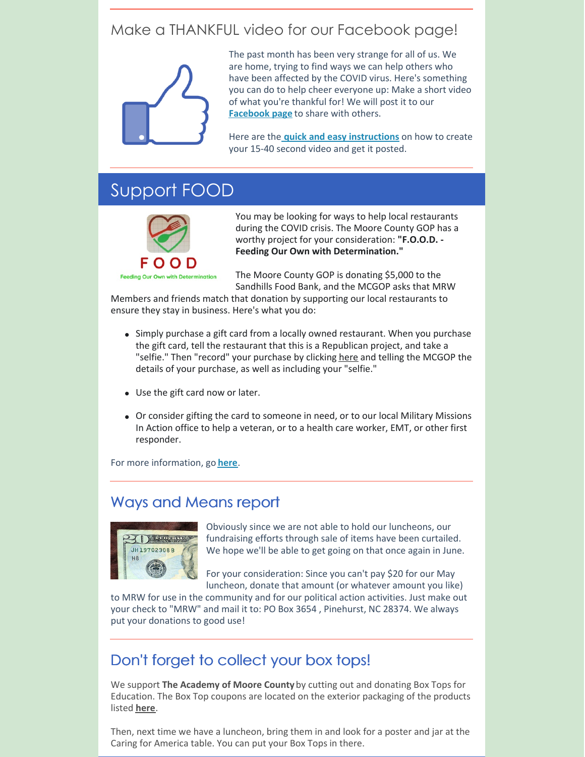## Make a THANKFUL video for our Facebook page!

The past month has been very strange for all of us. We are home, trying to find ways we can help others who have been affected by the COVID virus. Here's something you can do to help cheer everyone up: Make a short video of what you're thankful for! We will post it to our **Facebook page** to share with others.

Here are the **quick and easy instructions** on how to create your 15-40 second video and get it posted.

## Support FOOD

You may be looking for ways to help local restaurants during the COVID crisis. The Moore County GOP has a worthy project for your consideration: **"F.O.O.D. - Feeding Our Own with Determination."**

The Moore County GOP is donating $5,000 to the Sandhills Food Bank, and the MCGOP asks that MRW Members and friends match that donation by supporting our local restaurants to ensure they stay in business. Here's what you do:

- Simply purchase a gift card from a locally owned restaurant. When you purchase the gift card, tell the restaurant that this is a Republican project, and take a "selfie." Then "record" your purchase by clicking here and telling the MCGOP the details of your purchase, as well as including your "selfie."
- Use the gift card now or later.
- Or consider gifting the card to someone in need, or to our local Military Missions In Action office to help a veteran, or to a health care worker, EMT, or other first responder.

For more information, go **here**.

## Ways and Means report

Obviously since we are not able to hold our luncheons, our fundraising efforts through sale of items have been curtailed. We hope we'll be able to get going on that once again in June.

For your consideration: Since you can't pay $20 for our May luncheon, donate that amount (or whatever amount you like) to MRW for use in the community and for our political action activities. Just make out your check to "MRW" and mail it to: PO Box 3654 , Pinehurst, NC 28374. We always put your donations to good use!

## Don't forget to collect your box tops!

We support **The Academy of Moore County** by cutting out and donating Box Tops for Education. The Box Top coupons are located on the exterior packaging of the products listed **here**.

Then, next time we have a luncheon, bring them in and look for a poster and jar at the Caring for America table. You can put your Box Tops in there.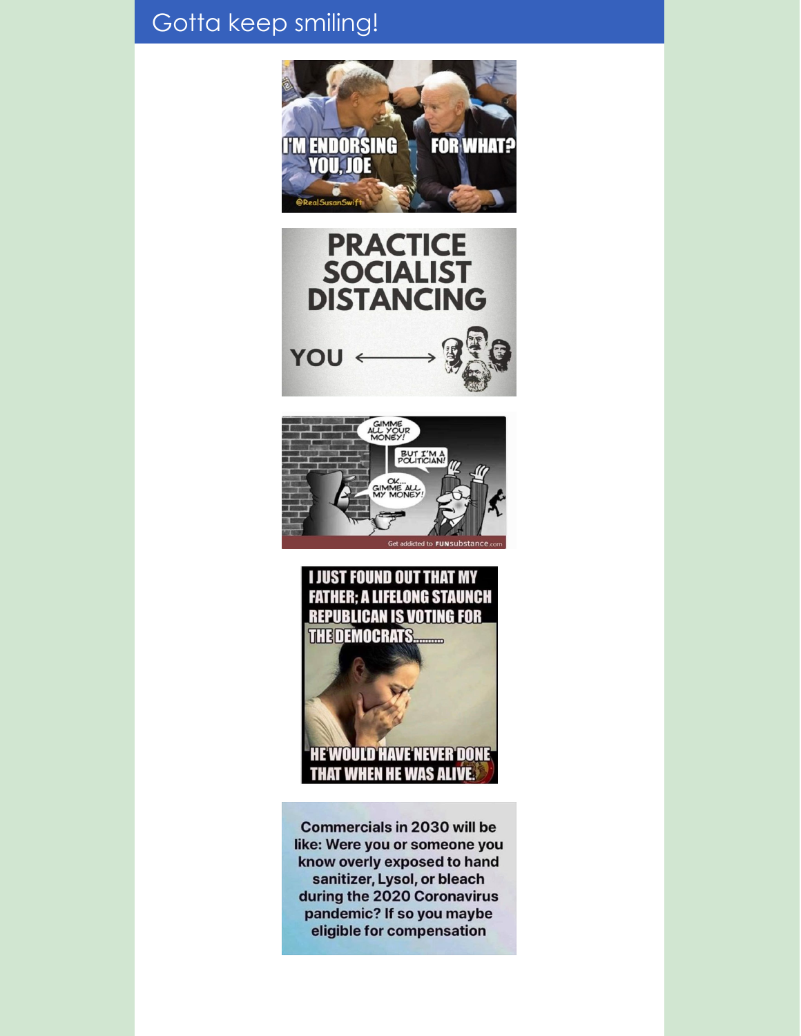# Gotta keep smiling!

I'M ENDORSING YOU, JOE

FOR WHAT?

@RealSusanSwift

PRACTICE SOCIALIST DISTANCING

YOU ⟷

GIMME ALL YOUR MONEY!

BUT I'M A POLITICIAN!

OK... GIMME ALL MY MONEY!

Get addicted to FUNsubstance.com

I JUST FOUND OUT THAT MY FATHER; A LIFELONG STAUNCH REPUBLICAN IS VOTING FOR THE DEMOCRATS.........

HE WOULD HAVE NEVER DONE THAT WHEN HE WAS ALIVE!

Commercials in 2030 will be like: Were you or someone you know overly exposed to hand sanitizer, Lysol, or bleach during the 2020 Coronavirus pandemic? If so you maybe eligible for compensation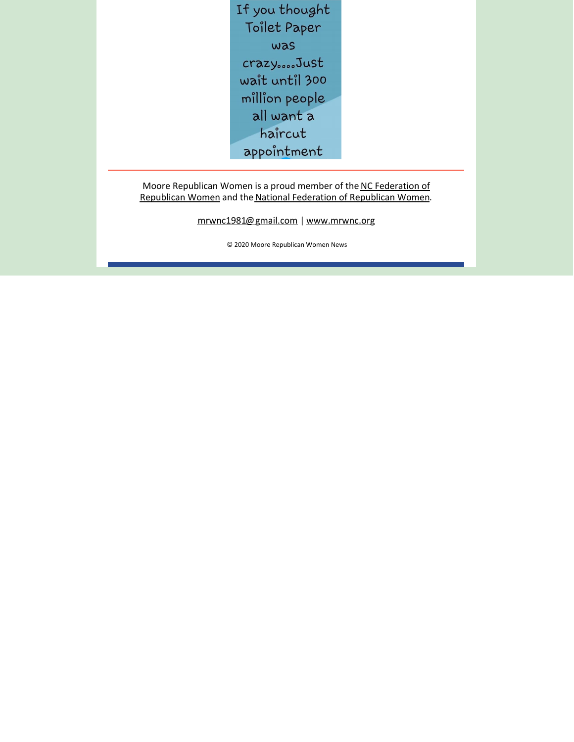If you thought Toilet Paper was crazy....Just wait until 300 million people all want a haircut appointment

---

Moore Republican Women is a proud member of the NC Federation of Republican Women and the National Federation of Republican Women.

mrwnc1981@gmail.com | www.mrwnc.org

© 2020 Moore Republican Women News